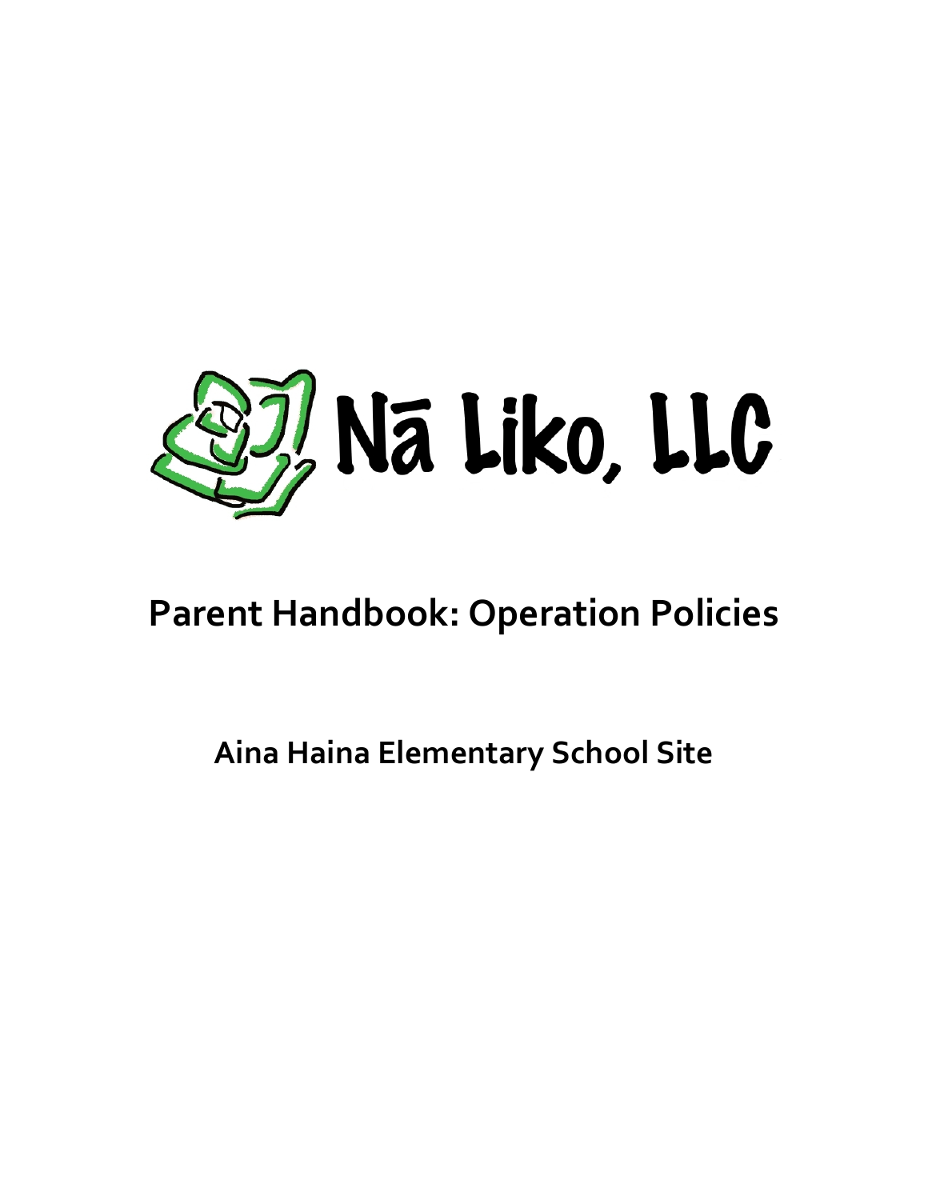# Nā Liko, LLC

## Parent Handbook: Operation Policies

### Aina Haina Elementary School Site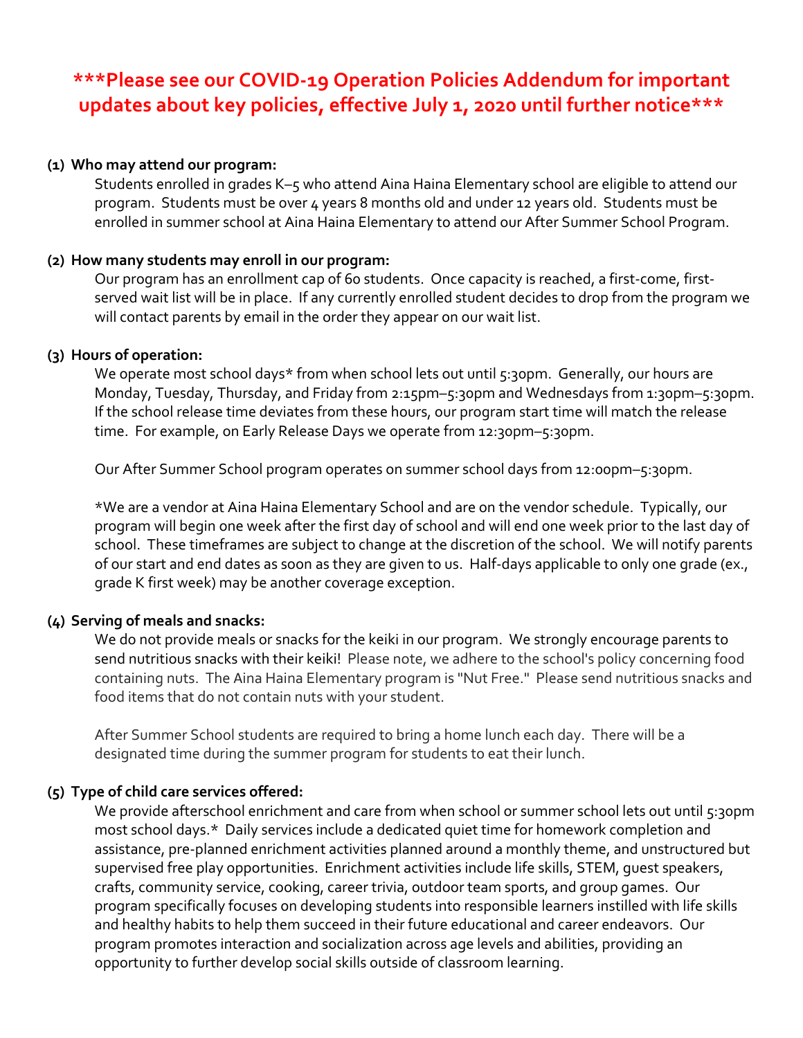**\*\*\*Please see our COVID-19 Operation Policies Addendum for important updates about key policies, effective July 1, 2020 until further notice\*\*\***

**(1) Who may attend our program:**

Students enrolled in grades K–5 who attend Aina Haina Elementary school are eligible to attend our program. Students must be over 4 years 8 months old and under 12 years old. Students must be enrolled in summer school at Aina Haina Elementary to attend our After Summer School Program.

**(2) How many students may enroll in our program:**

Our program has an enrollment cap of 60 students. Once capacity is reached, a first-come, first-served wait list will be in place. If any currently enrolled student decides to drop from the program we will contact parents by email in the order they appear on our wait list.

**(3) Hours of operation:**

We operate most school days* from when school lets out until 5:30pm. Generally, our hours are Monday, Tuesday, Thursday, and Friday from 2:15pm–5:30pm and Wednesdays from 1:30pm–5:30pm. If the school release time deviates from these hours, our program start time will match the release time. For example, on Early Release Days we operate from 12:30pm–5:30pm.

Our After Summer School program operates on summer school days from 12:00pm–5:30pm.

*We are a vendor at Aina Haina Elementary School and are on the vendor schedule. Typically, our program will begin one week after the first day of school and will end one week prior to the last day of school. These timeframes are subject to change at the discretion of the school. We will notify parents of our start and end dates as soon as they are given to us. Half-days applicable to only one grade (ex., grade K first week) may be another coverage exception.

**(4) Serving of meals and snacks:**

We do not provide meals or snacks for the keiki in our program. We strongly encourage parents to send nutritious snacks with their keiki! Please note, we adhere to the school's policy concerning food containing nuts. The Aina Haina Elementary program is "Nut Free." Please send nutritious snacks and food items that do not contain nuts with your student.

After Summer School students are required to bring a home lunch each day. There will be a designated time during the summer program for students to eat their lunch.

**(5) Type of child care services offered:**

We provide afterschool enrichment and care from when school or summer school lets out until 5:30pm most school days.* Daily services include a dedicated quiet time for homework completion and assistance, pre-planned enrichment activities planned around a monthly theme, and unstructured but supervised free play opportunities. Enrichment activities include life skills, STEM, guest speakers, crafts, community service, cooking, career trivia, outdoor team sports, and group games. Our program specifically focuses on developing students into responsible learners instilled with life skills and healthy habits to help them succeed in their future educational and career endeavors. Our program promotes interaction and socialization across age levels and abilities, providing an opportunity to further develop social skills outside of classroom learning.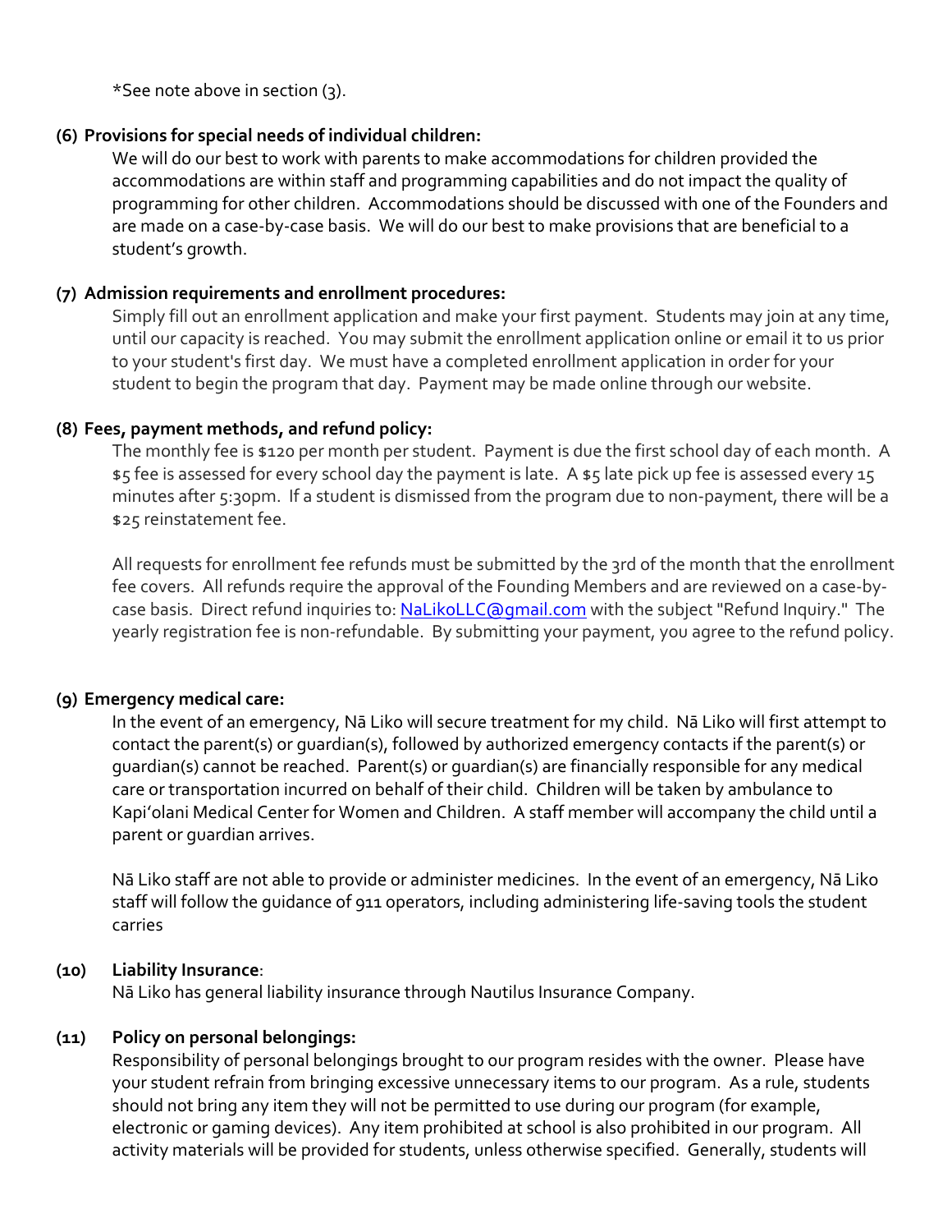*See note above in section (3).

**(6) Provisions for special needs of individual children:**

We will do our best to work with parents to make accommodations for children provided the accommodations are within staff and programming capabilities and do not impact the quality of programming for other children. Accommodations should be discussed with one of the Founders and are made on a case-by-case basis. We will do our best to make provisions that are beneficial to a student's growth.

**(7) Admission requirements and enrollment procedures:**

Simply fill out an enrollment application and make your first payment. Students may join at any time, until our capacity is reached. You may submit the enrollment application online or email it to us prior to your student's first day. We must have a completed enrollment application in order for your student to begin the program that day. Payment may be made online through our website.

**(8) Fees, payment methods, and refund policy:**

The monthly fee is $120 per month per student. Payment is due the first school day of each month. A $5 fee is assessed for every school day the payment is late. A $5 late pick up fee is assessed every 15 minutes after 5:30pm. If a student is dismissed from the program due to non-payment, there will be a $25 reinstatement fee.

All requests for enrollment fee refunds must be submitted by the 3rd of the month that the enrollment fee covers. All refunds require the approval of the Founding Members and are reviewed on a case-by-case basis. Direct refund inquiries to: NaLikoLLC@gmail.com with the subject "Refund Inquiry." The yearly registration fee is non-refundable. By submitting your payment, you agree to the refund policy.

**(9) Emergency medical care:**

In the event of an emergency, Nā Liko will secure treatment for my child. Nā Liko will first attempt to contact the parent(s) or guardian(s), followed by authorized emergency contacts if the parent(s) or guardian(s) cannot be reached. Parent(s) or guardian(s) are financially responsible for any medical care or transportation incurred on behalf of their child. Children will be taken by ambulance to Kapiʻolani Medical Center for Women and Children. A staff member will accompany the child until a parent or guardian arrives.

Nā Liko staff are not able to provide or administer medicines. In the event of an emergency, Nā Liko staff will follow the guidance of 911 operators, including administering life-saving tools the student carries

**(10) Liability Insurance**:

Nā Liko has general liability insurance through Nautilus Insurance Company.

**(11) Policy on personal belongings:**

Responsibility of personal belongings brought to our program resides with the owner. Please have your student refrain from bringing excessive unnecessary items to our program. As a rule, students should not bring any item they will not be permitted to use during our program (for example, electronic or gaming devices). Any item prohibited at school is also prohibited in our program. All activity materials will be provided for students, unless otherwise specified. Generally, students will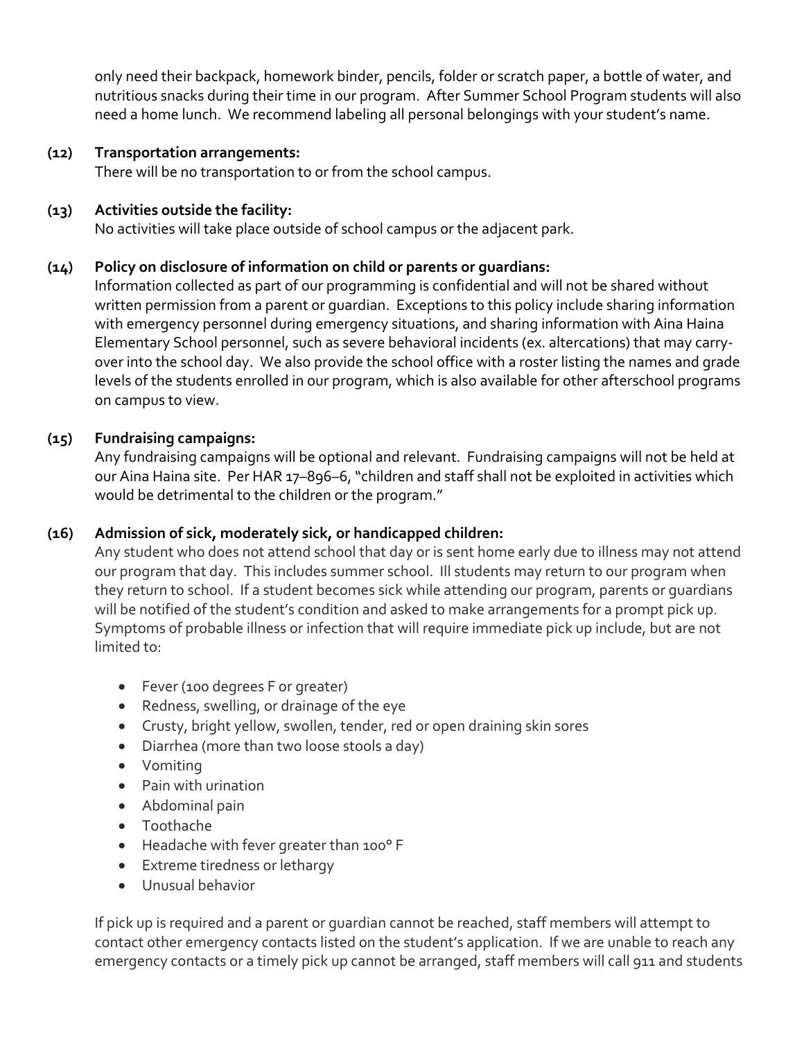only need their backpack, homework binder, pencils, folder or scratch paper, a bottle of water, and nutritious snacks during their time in our program. After Summer School Program students will also need a home lunch. We recommend labeling all personal belongings with your student's name.

**(12) Transportation arrangements:**

There will be no transportation to or from the school campus.

**(13) Activities outside the facility:**

No activities will take place outside of school campus or the adjacent park.

**(14) Policy on disclosure of information on child or parents or guardians:**

Information collected as part of our programming is confidential and will not be shared without written permission from a parent or guardian. Exceptions to this policy include sharing information with emergency personnel during emergency situations, and sharing information with Aina Haina Elementary School personnel, such as severe behavioral incidents (ex. altercations) that may carry-over into the school day. We also provide the school office with a roster listing the names and grade levels of the students enrolled in our program, which is also available for other afterschool programs on campus to view.

**(15) Fundraising campaigns:**

Any fundraising campaigns will be optional and relevant. Fundraising campaigns will not be held at our Aina Haina site. Per HAR 17–896–6, "children and staff shall not be exploited in activities which would be detrimental to the children or the program."

**(16) Admission of sick, moderately sick, or handicapped children:**

Any student who does not attend school that day or is sent home early due to illness may not attend our program that day. This includes summer school. Ill students may return to our program when they return to school. If a student becomes sick while attending our program, parents or guardians will be notified of the student's condition and asked to make arrangements for a prompt pick up. Symptoms of probable illness or infection that will require immediate pick up include, but are not limited to:

- Fever (100 degrees F or greater)
- Redness, swelling, or drainage of the eye
- Crusty, bright yellow, swollen, tender, red or open draining skin sores
- Diarrhea (more than two loose stools a day)
- Vomiting
- Pain with urination
- Abdominal pain
- Toothache
- Headache with fever greater than 100° F
- Extreme tiredness or lethargy
- Unusual behavior

If pick up is required and a parent or guardian cannot be reached, staff members will attempt to contact other emergency contacts listed on the student's application. If we are unable to reach any emergency contacts or a timely pick up cannot be arranged, staff members will call 911 and students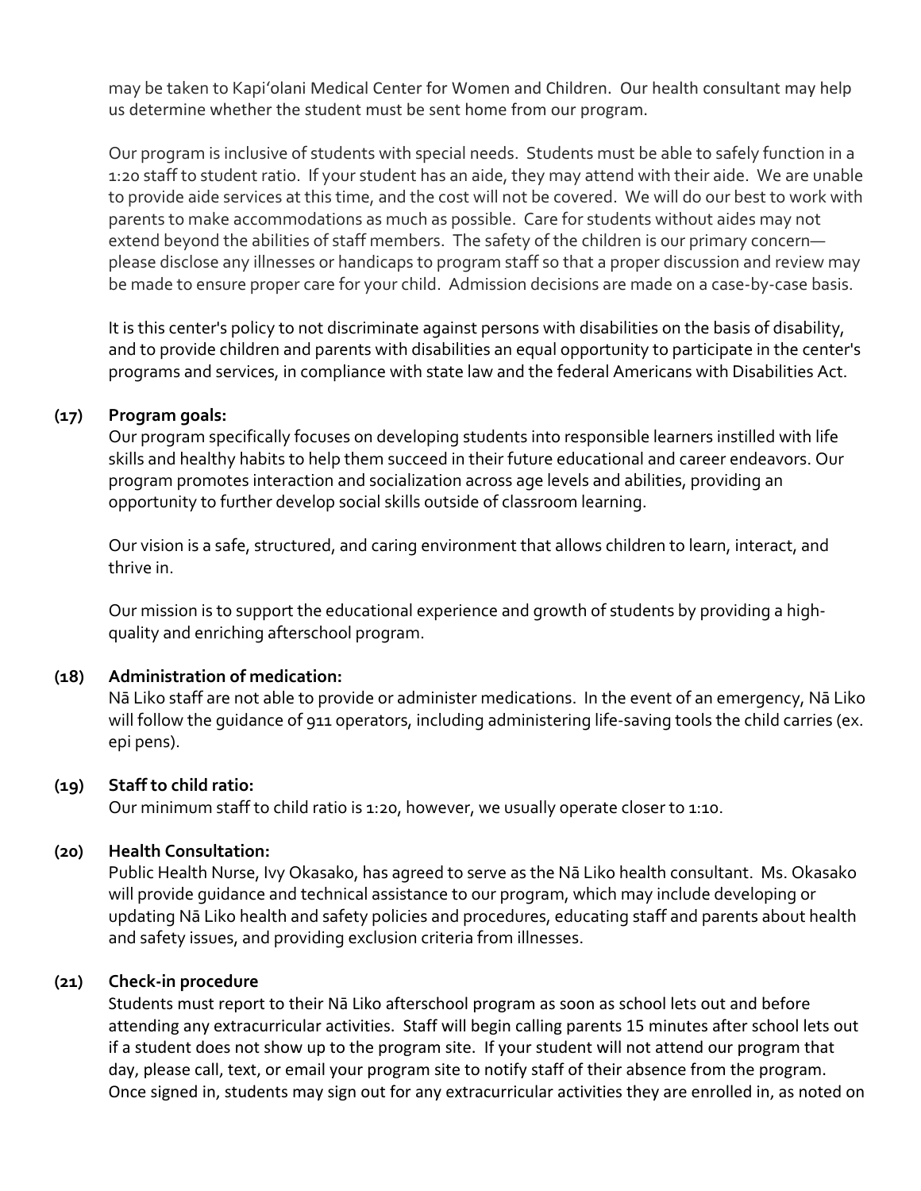may be taken to Kapiʻolani Medical Center for Women and Children. Our health consultant may help us determine whether the student must be sent home from our program.

Our program is inclusive of students with special needs. Students must be able to safely function in a 1:20 staff to student ratio. If your student has an aide, they may attend with their aide. We are unable to provide aide services at this time, and the cost will not be covered. We will do our best to work with parents to make accommodations as much as possible. Care for students without aides may not extend beyond the abilities of staff members. The safety of the children is our primary concern—please disclose any illnesses or handicaps to program staff so that a proper discussion and review may be made to ensure proper care for your child. Admission decisions are made on a case-by-case basis.

It is this center's policy to not discriminate against persons with disabilities on the basis of disability, and to provide children and parents with disabilities an equal opportunity to participate in the center's programs and services, in compliance with state law and the federal Americans with Disabilities Act.

**(17) Program goals:**

Our program specifically focuses on developing students into responsible learners instilled with life skills and healthy habits to help them succeed in their future educational and career endeavors. Our program promotes interaction and socialization across age levels and abilities, providing an opportunity to further develop social skills outside of classroom learning.

Our vision is a safe, structured, and caring environment that allows children to learn, interact, and thrive in.

Our mission is to support the educational experience and growth of students by providing a high-quality and enriching afterschool program.

**(18) Administration of medication:**

Nā Liko staff are not able to provide or administer medications. In the event of an emergency, Nā Liko will follow the guidance of 911 operators, including administering life-saving tools the child carries (ex. epi pens).

**(19) Staff to child ratio:**

Our minimum staff to child ratio is 1:20, however, we usually operate closer to 1:10.

**(20) Health Consultation:**

Public Health Nurse, Ivy Okasako, has agreed to serve as the Nā Liko health consultant. Ms. Okasako will provide guidance and technical assistance to our program, which may include developing or updating Nā Liko health and safety policies and procedures, educating staff and parents about health and safety issues, and providing exclusion criteria from illnesses.

**(21) Check-in procedure**

Students must report to their Nā Liko afterschool program as soon as school lets out and before attending any extracurricular activities. Staff will begin calling parents 15 minutes after school lets out if a student does not show up to the program site. If your student will not attend our program that day, please call, text, or email your program site to notify staff of their absence from the program. Once signed in, students may sign out for any extracurricular activities they are enrolled in, as noted on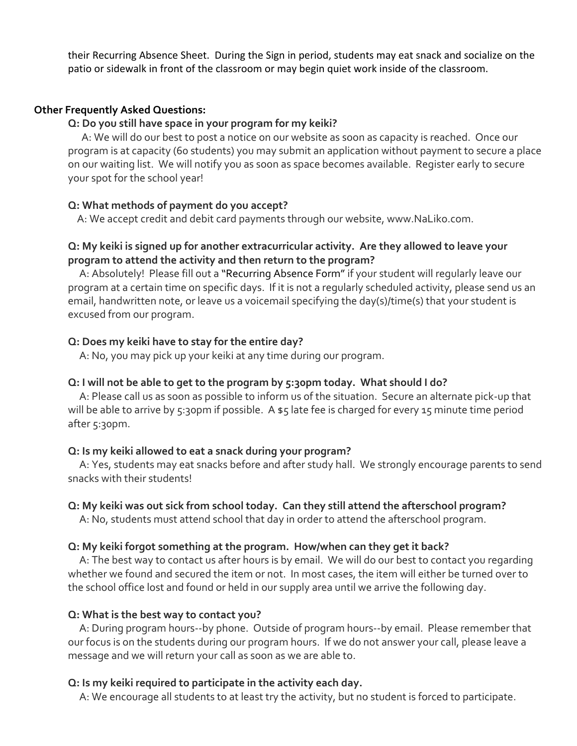their Recurring Absence Sheet. During the Sign in period, students may eat snack and socialize on the patio or sidewalk in front of the classroom or may begin quiet work inside of the classroom.

**Other Frequently Asked Questions:**

**Q: Do you still have space in your program for my keiki?**

A: We will do our best to post a notice on our website as soon as capacity is reached. Once our program is at capacity (60 students) you may submit an application without payment to secure a place on our waiting list. We will notify you as soon as space becomes available. Register early to secure your spot for the school year!

**Q: What methods of payment do you accept?**

A: We accept credit and debit card payments through our website, www.NaLiko.com.

**Q: My keiki is signed up for another extracurricular activity. Are they allowed to leave your program to attend the activity and then return to the program?**

A: Absolutely! Please fill out a "Recurring Absence Form" if your student will regularly leave our program at a certain time on specific days. If it is not a regularly scheduled activity, please send us an email, handwritten note, or leave us a voicemail specifying the day(s)/time(s) that your student is excused from our program.

**Q: Does my keiki have to stay for the entire day?**

A: No, you may pick up your keiki at any time during our program.

**Q: I will not be able to get to the program by 5:30pm today. What should I do?**

A: Please call us as soon as possible to inform us of the situation. Secure an alternate pick-up that will be able to arrive by 5:30pm if possible. A $5 late fee is charged for every 15 minute time period after 5:30pm.

**Q: Is my keiki allowed to eat a snack during your program?**

A: Yes, students may eat snacks before and after study hall. We strongly encourage parents to send snacks with their students!

**Q: My keiki was out sick from school today. Can they still attend the afterschool program?**

A: No, students must attend school that day in order to attend the afterschool program.

**Q: My keiki forgot something at the program. How/when can they get it back?**

A: The best way to contact us after hours is by email. We will do our best to contact you regarding whether we found and secured the item or not. In most cases, the item will either be turned over to the school office lost and found or held in our supply area until we arrive the following day.

**Q: What is the best way to contact you?**

A: During program hours--by phone. Outside of program hours--by email. Please remember that our focus is on the students during our program hours. If we do not answer your call, please leave a message and we will return your call as soon as we are able to.

**Q: Is my keiki required to participate in the activity each day.**

A: We encourage all students to at least try the activity, but no student is forced to participate.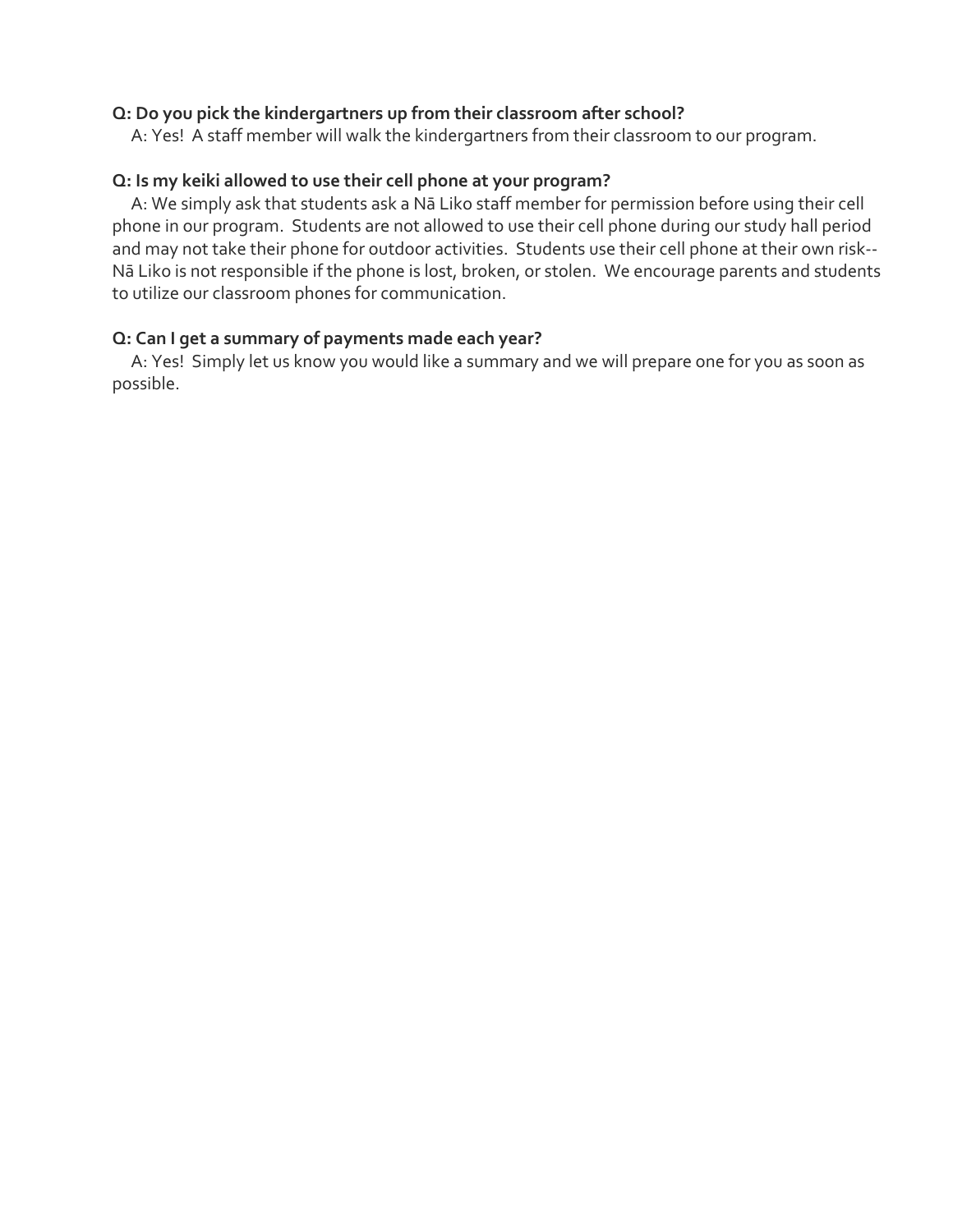**Q: Do you pick the kindergartners up from their classroom after school?**

A: Yes! A staff member will walk the kindergartners from their classroom to our program.

**Q: Is my keiki allowed to use their cell phone at your program?**

A: We simply ask that students ask a Nā Liko staff member for permission before using their cell phone in our program. Students are not allowed to use their cell phone during our study hall period and may not take their phone for outdoor activities. Students use their cell phone at their own risk--Nā Liko is not responsible if the phone is lost, broken, or stolen. We encourage parents and students to utilize our classroom phones for communication.

**Q: Can I get a summary of payments made each year?**

A: Yes! Simply let us know you would like a summary and we will prepare one for you as soon as possible.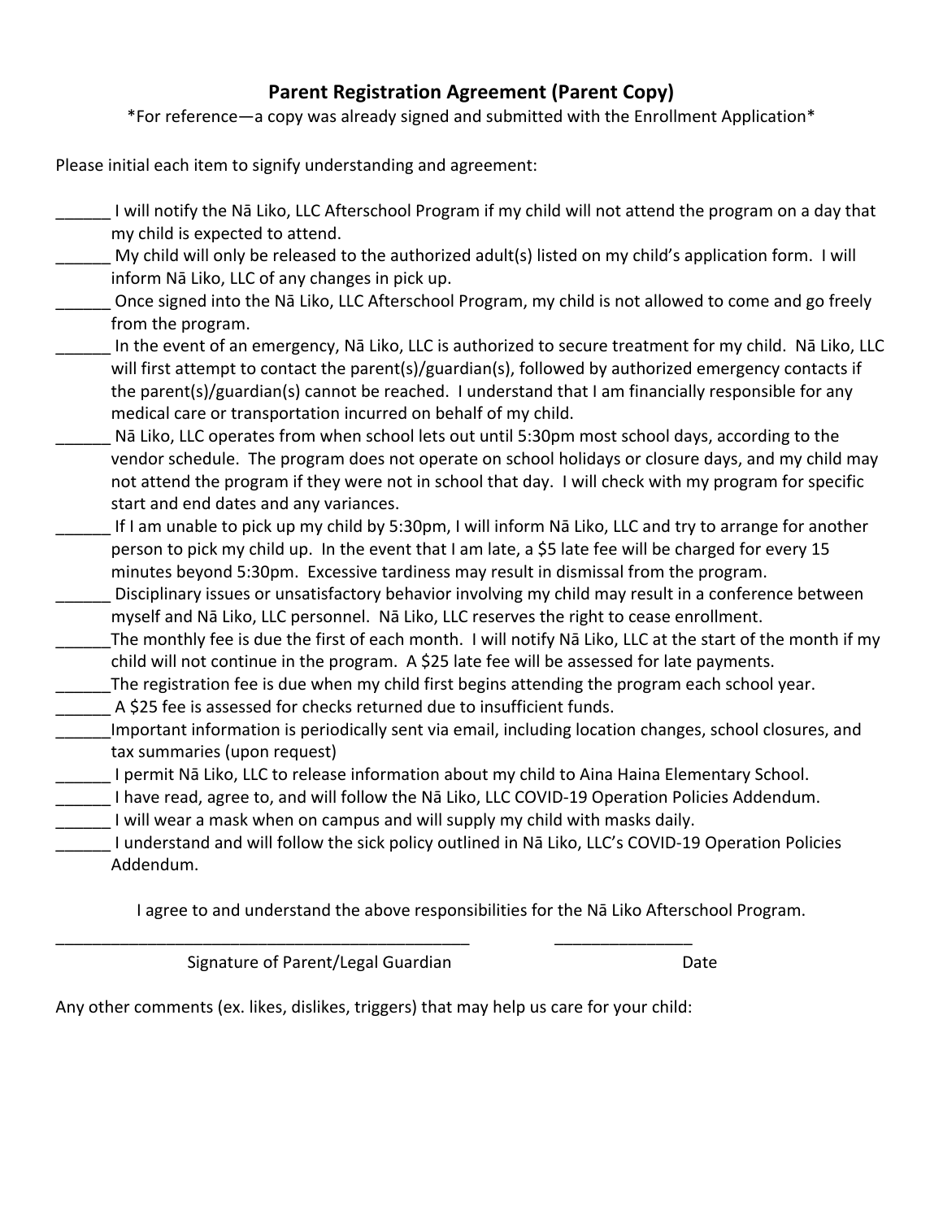## Parent Registration Agreement (Parent Copy)

*For reference—a copy was already signed and submitted with the Enrollment Application*

Please initial each item to signify understanding and agreement:

______ I will notify the Nā Liko, LLC Afterschool Program if my child will not attend the program on a day that my child is expected to attend.

______ My child will only be released to the authorized adult(s) listed on my child's application form. I will inform Nā Liko, LLC of any changes in pick up.

______ Once signed into the Nā Liko, LLC Afterschool Program, my child is not allowed to come and go freely from the program.

______ In the event of an emergency, Nā Liko, LLC is authorized to secure treatment for my child. Nā Liko, LLC will first attempt to contact the parent(s)/guardian(s), followed by authorized emergency contacts if the parent(s)/guardian(s) cannot be reached. I understand that I am financially responsible for any medical care or transportation incurred on behalf of my child.

______ Nā Liko, LLC operates from when school lets out until 5:30pm most school days, according to the vendor schedule. The program does not operate on school holidays or closure days, and my child may not attend the program if they were not in school that day. I will check with my program for specific start and end dates and any variances.

______ If I am unable to pick up my child by 5:30pm, I will inform Nā Liko, LLC and try to arrange for another person to pick my child up. In the event that I am late, a $5 late fee will be charged for every 15 minutes beyond 5:30pm. Excessive tardiness may result in dismissal from the program.

______ Disciplinary issues or unsatisfactory behavior involving my child may result in a conference between myself and Nā Liko, LLC personnel. Nā Liko, LLC reserves the right to cease enrollment.

______The monthly fee is due the first of each month. I will notify Nā Liko, LLC at the start of the month if my child will not continue in the program. A $25 late fee will be assessed for late payments.

______The registration fee is due when my child first begins attending the program each school year.

______ A $25 fee is assessed for checks returned due to insufficient funds.

______Important information is periodically sent via email, including location changes, school closures, and tax summaries (upon request)

______ I permit Nā Liko, LLC to release information about my child to Aina Haina Elementary School.

______ I have read, agree to, and will follow the Nā Liko, LLC COVID-19 Operation Policies Addendum.

______ I will wear a mask when on campus and will supply my child with masks daily.

______ I understand and will follow the sick policy outlined in Nā Liko, LLC's COVID-19 Operation Policies Addendum.

I agree to and understand the above responsibilities for the Nā Liko Afterschool Program.

_______________________________________________ _______________

Signature of Parent/Legal Guardian Date

Any other comments (ex. likes, dislikes, triggers) that may help us care for your child: